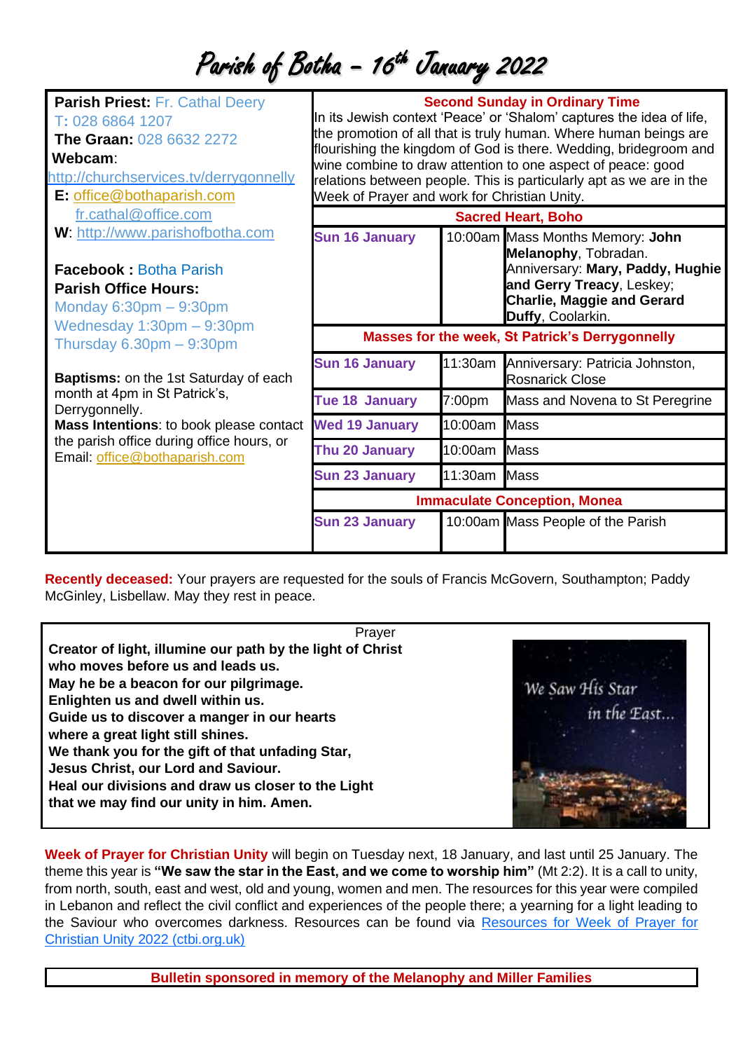# Parish of Botha – 16th January 2022

**Parish Priest:** Fr. Cathal Deery
**T:** 028 6864 1207
**The Graan:** 028 6632 2272
**Webcam**:
http://churchservices.tv/derrygonnelly
**E:** office@bothaparish.com
fr.cathal@office.com
**W**: http://www.parishofbotha.com

**Facebook :** Botha Parish
**Parish Office Hours:**
Monday 6:30pm – 9:30pm
Wednesday 1:30pm – 9:30pm
Thursday 6.30pm – 9:30pm

**Baptisms:** on the 1st Saturday of each month at 4pm in St Patrick's, Derrygonnelly.
**Mass Intentions**: to book please contact the parish office during office hours, or Email: office@bothaparish.com

**Second Sunday in Ordinary Time**

In its Jewish context 'Peace' or 'Shalom' captures the idea of life, the promotion of all that is truly human. Where human beings are flourishing the kingdom of God is there. Wedding, bridegroom and wine combine to draw attention to one aspect of peace: good relations between people. This is particularly apt as we are in the Week of Prayer and work for Christian Unity.

| **Sacred Heart, Boho** | | |
|---|---|---|
| **Sun 16 January** | 10:00am | Mass Months Memory: **John Melanophy**, Tobradan. Anniversary: **Mary, Paddy, Hughie and Gerry Treacy**, Leskey; **Charlie, Maggie and Gerard Duffy**, Coolarkin. |
| **Masses for the week, St Patrick's Derrygonnelly** | | |
| **Sun 16 January** | 11:30am | Anniversary: Patricia Johnston, Rosnarick Close |
| **Tue 18 January** | 7:00pm | Mass and Novena to St Peregrine |
| **Wed 19 January** | 10:00am | Mass |
| **Thu 20 January** | 10:00am | Mass |
| **Sun 23 January** | 11:30am | Mass |
| **Immaculate Conception, Monea** | | |
| **Sun 23 January** | 10:00am | Mass People of the Parish |

**Recently deceased:** Your prayers are requested for the souls of Francis McGovern, Southampton; Paddy McGinley, Lisbellaw. May they rest in peace.

Prayer

**Creator of light, illumine our path by the light of Christ**
**who moves before us and leads us.**
**May he be a beacon for our pilgrimage.**
**Enlighten us and dwell within us.**
**Guide us to discover a manger in our hearts**
**where a great light still shines.**
**We thank you for the gift of that unfading Star,**
**Jesus Christ, our Lord and Saviour.**
**Heal our divisions and draw us closer to the Light**
**that we may find our unity in him. Amen.**

We Saw His Star in the East...

**Week of Prayer for Christian Unity** will begin on Tuesday next, 18 January, and last until 25 January. The theme this year is **"We saw the star in the East, and we come to worship him"** (Mt 2:2). It is a call to unity, from north, south, east and west, old and young, women and men. The resources for this year were compiled in Lebanon and reflect the civil conflict and experiences of the people there; a yearning for a light leading to the Saviour who overcomes darkness. Resources can be found via Resources for Week of Prayer for Christian Unity 2022 (ctbi.org.uk)

**Bulletin sponsored in memory of the Melanophy and Miller Families**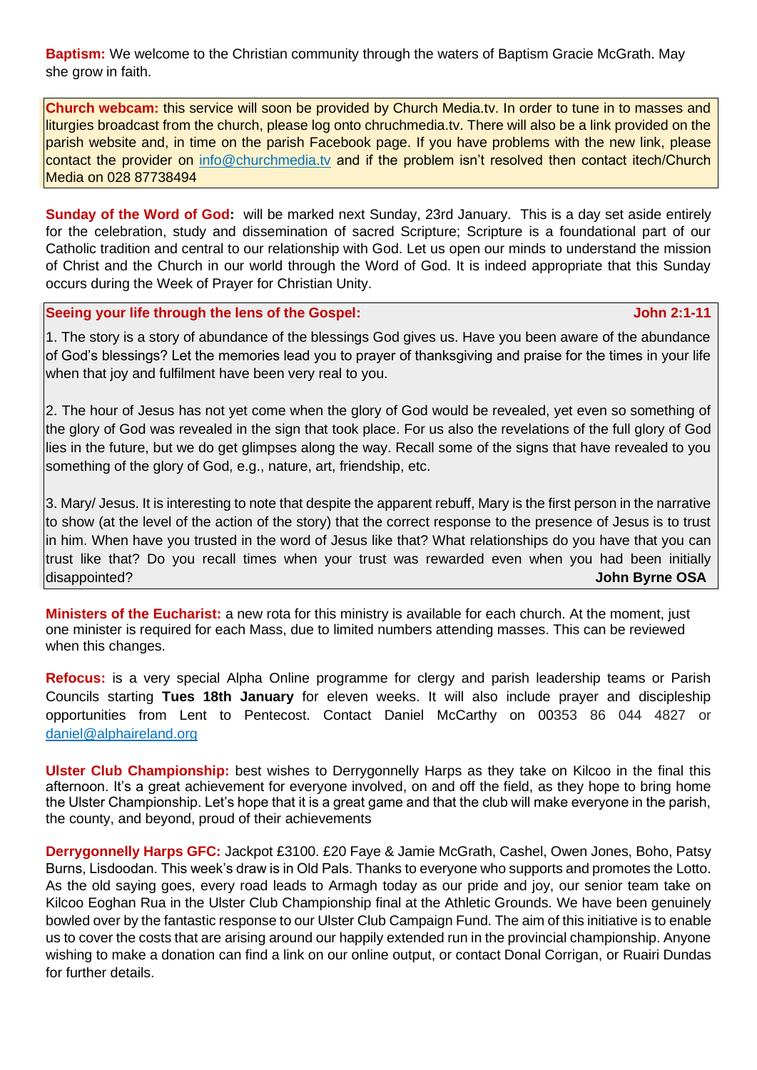**Baptism:** We welcome to the Christian community through the waters of Baptism Gracie McGrath. May she grow in faith.

**Church webcam:** this service will soon be provided by Church Media.tv. In order to tune in to masses and liturgies broadcast from the church, please log onto chruchmedia.tv. There will also be a link provided on the parish website and, in time on the parish Facebook page. If you have problems with the new link, please contact the provider on info@churchmedia.tv and if the problem isn't resolved then contact itech/Church Media on 028 87738494

**Sunday of the Word of God:** will be marked next Sunday, 23rd January. This is a day set aside entirely for the celebration, study and dissemination of sacred Scripture; Scripture is a foundational part of our Catholic tradition and central to our relationship with God. Let us open our minds to understand the mission of Christ and the Church in our world through the Word of God. It is indeed appropriate that this Sunday occurs during the Week of Prayer for Christian Unity.

**Seeing your life through the lens of the Gospel:** **John 2:1-11**

1. The story is a story of abundance of the blessings God gives us. Have you been aware of the abundance of God's blessings? Let the memories lead you to prayer of thanksgiving and praise for the times in your life when that joy and fulfilment have been very real to you.

2. The hour of Jesus has not yet come when the glory of God would be revealed, yet even so something of the glory of God was revealed in the sign that took place. For us also the revelations of the full glory of God lies in the future, but we do get glimpses along the way. Recall some of the signs that have revealed to you something of the glory of God, e.g., nature, art, friendship, etc.

3. Mary/ Jesus. It is interesting to note that despite the apparent rebuff, Mary is the first person in the narrative to show (at the level of the action of the story) that the correct response to the presence of Jesus is to trust in him. When have you trusted in the word of Jesus like that? What relationships do you have that you can trust like that? Do you recall times when your trust was rewarded even when you had been initially disappointed? **John Byrne OSA**

**Ministers of the Eucharist:** a new rota for this ministry is available for each church. At the moment, just one minister is required for each Mass, due to limited numbers attending masses. This can be reviewed when this changes.

**Refocus:** is a very special Alpha Online programme for clergy and parish leadership teams or Parish Councils starting **Tues 18th January** for eleven weeks. It will also include prayer and discipleship opportunities from Lent to Pentecost. Contact Daniel McCarthy on 00353 86 044 4827 or daniel@alphaireland.org

**Ulster Club Championship:** best wishes to Derrygonnelly Harps as they take on Kilcoo in the final this afternoon. It's a great achievement for everyone involved, on and off the field, as they hope to bring home the Ulster Championship. Let's hope that it is a great game and that the club will make everyone in the parish, the county, and beyond, proud of their achievements

**Derrygonnelly Harps GFC:** Jackpot £3100. £20 Faye & Jamie McGrath, Cashel, Owen Jones, Boho, Patsy Burns, Lisdoodan. This week's draw is in Old Pals. Thanks to everyone who supports and promotes the Lotto. As the old saying goes, every road leads to Armagh today as our pride and joy, our senior team take on Kilcoo Eoghan Rua in the Ulster Club Championship final at the Athletic Grounds. We have been genuinely bowled over by the fantastic response to our Ulster Club Campaign Fund. The aim of this initiative is to enable us to cover the costs that are arising around our happily extended run in the provincial championship. Anyone wishing to make a donation can find a link on our online output, or contact Donal Corrigan, or Ruairi Dundas for further details.